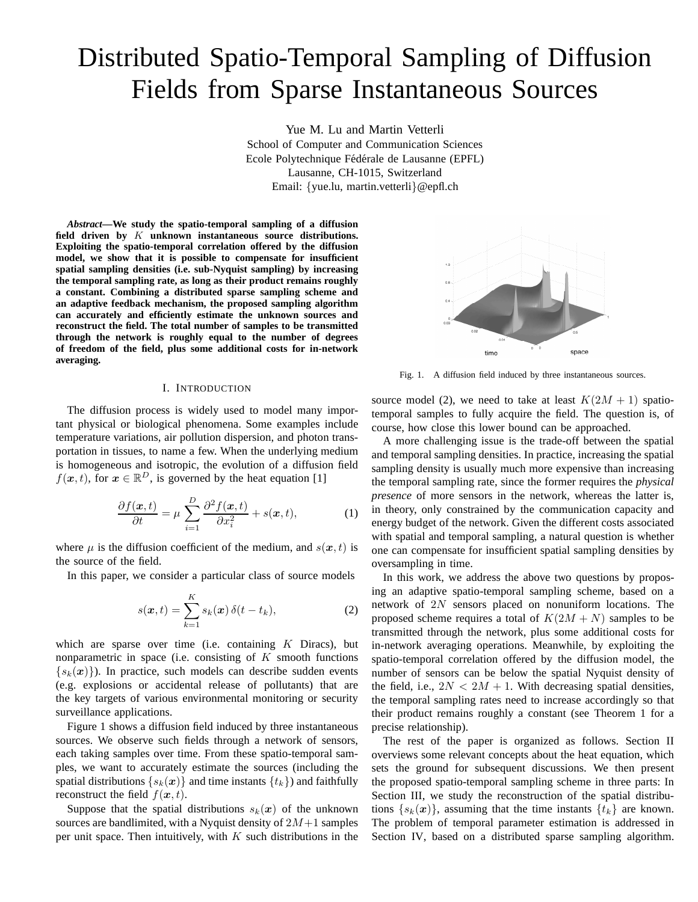# Distributed Spatio-Temporal Sampling of Diffusion Fields from Sparse Instantaneous Sources

Yue M. Lu and Martin Vetterli
School of Computer and Communication Sciences
Ecole Polytechnique Fédérale de Lausanne (EPFL)
Lausanne, CH-1015, Switzerland
Email: {yue.lu, martin.vetterli}@epfl.ch

***Abstract*—We study the spatio-temporal sampling of a diffusion field driven by $K$ unknown instantaneous source distributions. Exploiting the spatio-temporal correlation offered by the diffusion model, we show that it is possible to compensate for insufficient spatial sampling densities (i.e. sub-Nyquist sampling) by increasing the temporal sampling rate, as long as their product remains roughly a constant. Combining a distributed sparse sampling scheme and an adaptive feedback mechanism, the proposed sampling algorithm can accurately and efficiently estimate the unknown sources and reconstruct the field. The total number of samples to be transmitted through the network is roughly equal to the number of degrees of freedom of the field, plus some additional costs for in-network averaging.**

## I. Introduction

The diffusion process is widely used to model many important physical or biological phenomena. Some examples include temperature variations, air pollution dispersion, and photon transportation in tissues, to name a few. When the underlying medium is homogeneous and isotropic, the evolution of a diffusion field $f(\boldsymbol{x}, t)$, for $\boldsymbol{x} \in \mathbb{R}^D$, is governed by the heat equation [1]

$$\frac{\partial f(\boldsymbol{x}, t)}{\partial t} = \mu \sum_{i=1}^{D} \frac{\partial^2 f(\boldsymbol{x}, t)}{\partial x_i^2} + s(\boldsymbol{x}, t), \tag{1}$$

where $\mu$ is the diffusion coefficient of the medium, and $s(\boldsymbol{x}, t)$ is the source of the field.

In this paper, we consider a particular class of source models

$$s(\boldsymbol{x}, t) = \sum_{k=1}^{K} s_k(\boldsymbol{x})\, \delta(t - t_k), \tag{2}$$

which are sparse over time (i.e. containing $K$ Diracs), but nonparametric in space (i.e. consisting of $K$ smooth functions $\{s_k(\boldsymbol{x})\}$). In practice, such models can describe sudden events (e.g. explosions or accidental release of pollutants) that are the key targets of various environmental monitoring or security surveillance applications.

Figure 1 shows a diffusion field induced by three instantaneous sources. We observe such fields through a network of sensors, each taking samples over time. From these spatio-temporal samples, we want to accurately estimate the sources (including the spatial distributions $\{s_k(\boldsymbol{x})\}$ and time instants $\{t_k\}$) and faithfully reconstruct the field $f(\boldsymbol{x}, t)$.

Suppose that the spatial distributions $s_k(\boldsymbol{x})$ of the unknown sources are bandlimited, with a Nyquist density of $2M+1$ samples per unit space. Then intuitively, with $K$ such distributions in the source model (2), we need to take at least $K(2M+1)$ spatio-temporal samples to fully acquire the field. The question is, of course, how close this lower bound can be approached.

Fig. 1. A diffusion field induced by three instantaneous sources.

A more challenging issue is the trade-off between the spatial and temporal sampling densities. In practice, increasing the spatial sampling density is usually much more expensive than increasing the temporal sampling rate, since the former requires the *physical presence* of more sensors in the network, whereas the latter is, in theory, only constrained by the communication capacity and energy budget of the network. Given the different costs associated with spatial and temporal sampling, a natural question is whether one can compensate for insufficient spatial sampling densities by oversampling in time.

In this work, we address the above two questions by proposing an adaptive spatio-temporal sampling scheme, based on a network of $2N$ sensors placed on nonuniform locations. The proposed scheme requires a total of $K(2M + N)$ samples to be transmitted through the network, plus some additional costs for in-network averaging operations. Meanwhile, by exploiting the spatio-temporal correlation offered by the diffusion model, the number of sensors can be below the spatial Nyquist density of the field, i.e., $2N < 2M + 1$. With decreasing spatial densities, the temporal sampling rates need to increase accordingly so that their product remains roughly a constant (see Theorem 1 for a precise relationship).

The rest of the paper is organized as follows. Section II overviews some relevant concepts about the heat equation, which sets the ground for subsequent discussions. We then present the proposed spatio-temporal sampling scheme in three parts: In Section III, we study the reconstruction of the spatial distributions $\{s_k(\boldsymbol{x})\}$, assuming that the time instants $\{t_k\}$ are known. The problem of temporal parameter estimation is addressed in Section IV, based on a distributed sparse sampling algorithm.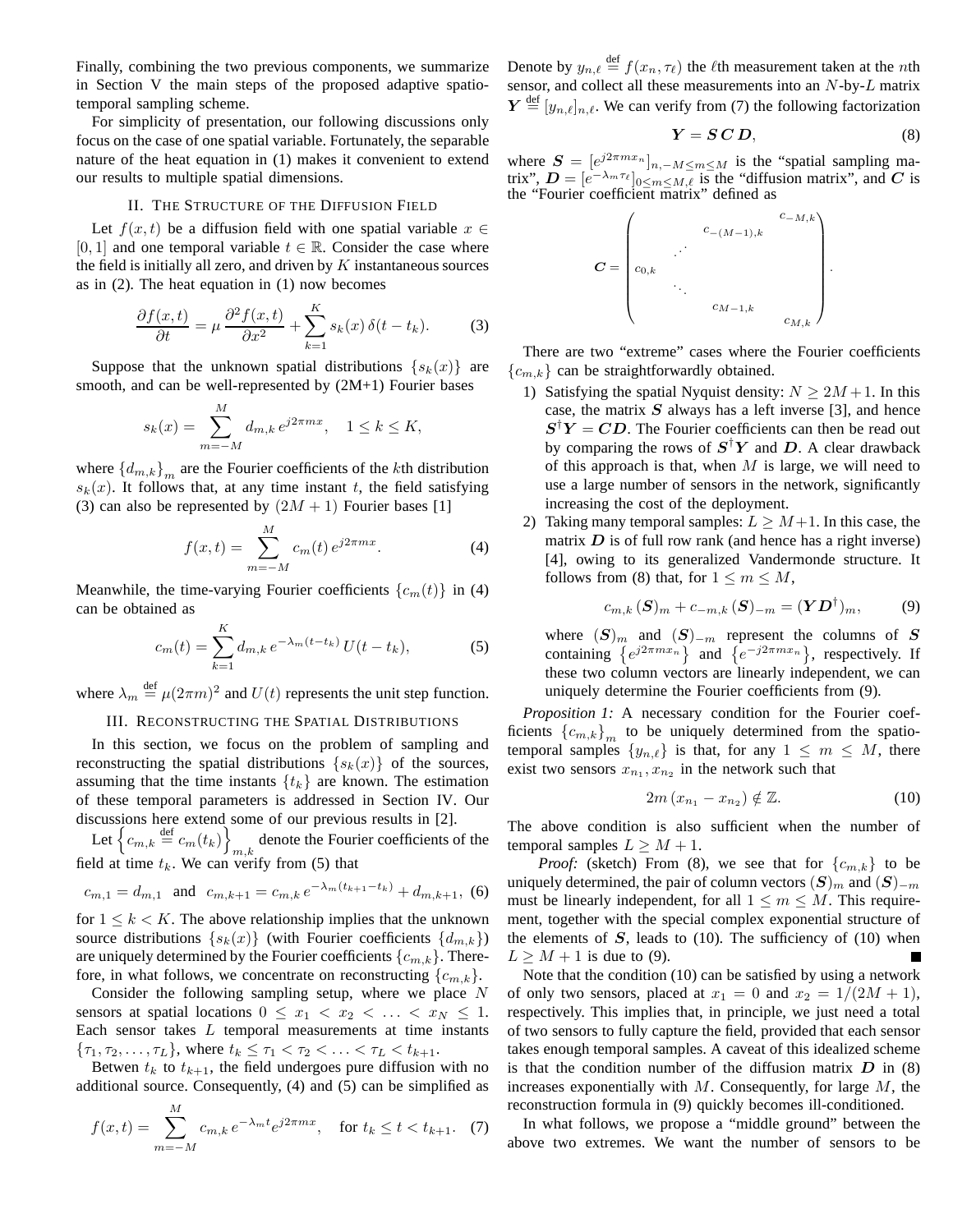Finally, combining the two previous components, we summarize in Section V the main steps of the proposed adaptive spatio-temporal sampling scheme.

For simplicity of presentation, our following discussions only focus on the case of one spatial variable. Fortunately, the separable nature of the heat equation in (1) makes it convenient to extend our results to multiple spatial dimensions.

## II. The Structure of the Diffusion Field

Let $f(x,t)$ be a diffusion field with one spatial variable $x \in [0,1]$ and one temporal variable $t \in \mathbb{R}$. Consider the case where the field is initially all zero, and driven by $K$ instantaneous sources as in (2). The heat equation in (1) now becomes

$$\frac{\partial f(x,t)}{\partial t} = \mu \frac{\partial^2 f(x,t)}{\partial x^2} + \sum_{k=1}^{K} s_k(x)\,\delta(t - t_k). \tag{3}$$

Suppose that the unknown spatial distributions $\{s_k(x)\}$ are smooth, and can be well-represented by (2M+1) Fourier bases

$$s_k(x) = \sum_{m=-M}^{M} d_{m,k}\, e^{j2\pi m x}, \quad 1 \le k \le K,$$

where $\{d_{m,k}\}_m$ are the Fourier coefficients of the $k$th distribution $s_k(x)$. It follows that, at any time instant $t$, the field satisfying (3) can also be represented by $(2M+1)$ Fourier bases [1]

$$f(x,t) = \sum_{m=-M}^{M} c_m(t)\, e^{j2\pi m x}. \tag{4}$$

Meanwhile, the time-varying Fourier coefficients $\{c_m(t)\}$ in (4) can be obtained as

$$c_m(t) = \sum_{k=1}^{K} d_{m,k}\, e^{-\lambda_m (t - t_k)}\, U(t - t_k), \tag{5}$$

where $\lambda_m \overset{\text{def}}{=} \mu(2\pi m)^2$ and $U(t)$ represents the unit step function.

## III. Reconstructing the Spatial Distributions

In this section, we focus on the problem of sampling and reconstructing the spatial distributions $\{s_k(x)\}$ of the sources, assuming that the time instants $\{t_k\}$ are known. The estimation of these temporal parameters is addressed in Section IV. Our discussions here extend some of our previous results in [2].

Let $\left\{c_{m,k} \overset{\text{def}}{=} c_m(t_k)\right\}_{m,k}$ denote the Fourier coefficients of the field at time $t_k$. We can verify from (5) that

$$c_{m,1} = d_{m,1} \quad \text{and} \quad c_{m,k+1} = c_{m,k}\, e^{-\lambda_m (t_{k+1} - t_k)} + d_{m,k+1}, \tag{6}$$

for $1 \le k < K$. The above relationship implies that the unknown source distributions $\{s_k(x)\}$ (with Fourier coefficients $\{d_{m,k}\}$) are uniquely determined by the Fourier coefficients $\{c_{m,k}\}$. Therefore, in what follows, we concentrate on reconstructing $\{c_{m,k}\}$.

Consider the following sampling setup, where we place $N$ sensors at spatial locations $0 \le x_1 < x_2 < \ldots < x_N \le 1$. Each sensor takes $L$ temporal measurements at time instants $\{\tau_1, \tau_2, \ldots, \tau_L\}$, where $t_k \le \tau_1 < \tau_2 < \ldots < \tau_L < t_{k+1}$.

Betwen $t_k$ to $t_{k+1}$, the field undergoes pure diffusion with no additional source. Consequently, (4) and (5) can be simplified as

$$f(x,t) = \sum_{m=-M}^{M} c_{m,k}\, e^{-\lambda_m t} e^{j2\pi m x}, \quad \text{for } t_k \le t < t_{k+1}. \tag{7}$$

Denote by $y_{n,\ell} \overset{\text{def}}{=} f(x_n, \tau_\ell)$ the $\ell$th measurement taken at the $n$th sensor, and collect all these measurements into an $N$-by-$L$ matrix $\boldsymbol{Y} \overset{\text{def}}{=} [y_{n,\ell}]_{n,\ell}$. We can verify from (7) the following factorization

$$\boldsymbol{Y} = \boldsymbol{S}\,\boldsymbol{C}\,\boldsymbol{D}, \tag{8}$$

where $\boldsymbol{S} = [e^{j2\pi m x_n}]_{n,-M \le m \le M}$ is the "spatial sampling matrix", $\boldsymbol{D} = [e^{-\lambda_m \tau_\ell}]_{0 \le m \le M,\ell}$ is the "diffusion matrix", and $\boldsymbol{C}$ is the "Fourier coefficient matrix" defined as

$$\boldsymbol{C} = \begin{pmatrix} & & & & c_{-M,k} \\ & & & c_{-(M-1),k} & \\ & & \iddots & & \\ c_{0,k} & & & & \\ & \ddots & & & \\ & & & c_{M-1,k} & \\ & & & & c_{M,k} \end{pmatrix}.$$

There are two "extreme" cases where the Fourier coefficients $\{c_{m,k}\}$ can be straightforwardly obtained.

1) Satisfying the spatial Nyquist density: $N \ge 2M+1$. In this case, the matrix $\boldsymbol{S}$ always has a left inverse [3], and hence $\boldsymbol{S}^\dagger \boldsymbol{Y} = \boldsymbol{C}\boldsymbol{D}$. The Fourier coefficients can then be read out by comparing the rows of $\boldsymbol{S}^\dagger \boldsymbol{Y}$ and $\boldsymbol{D}$. A clear drawback of this approach is that, when $M$ is large, we will need to use a large number of sensors in the network, significantly increasing the cost of the deployment.
2) Taking many temporal samples: $L \ge M+1$. In this case, the matrix $\boldsymbol{D}$ is of full row rank (and hence has a right inverse) [4], owing to its generalized Vandermonde structure. It follows from (8) that, for $1 \le m \le M$,

$$c_{m,k}\,(\boldsymbol{S})_m + c_{-m,k}\,(\boldsymbol{S})_{-m} = (\boldsymbol{Y}\boldsymbol{D}^\dagger)_m, \tag{9}$$

where $(\boldsymbol{S})_m$ and $(\boldsymbol{S})_{-m}$ represent the columns of $\boldsymbol{S}$ containing $\{e^{j2\pi m x_n}\}$ and $\{e^{-j2\pi m x_n}\}$, respectively. If these two column vectors are linearly independent, we can uniquely determine the Fourier coefficients from (9).

*Proposition 1:* A necessary condition for the Fourier coefficients $\{c_{m,k}\}_m$ to be uniquely determined from the spatio-temporal samples $\{y_{n,\ell}\}$ is that, for any $1 \le m \le M$, there exist two sensors $x_{n_1}, x_{n_2}$ in the network such that

$$2m\,(x_{n_1} - x_{n_2}) \notin \mathbb{Z}. \tag{10}$$

The above condition is also sufficient when the number of temporal samples $L \ge M+1$.

*Proof:* (sketch) From (8), we see that for $\{c_{m,k}\}$ to be uniquely determined, the pair of column vectors $(\boldsymbol{S})_m$ and $(\boldsymbol{S})_{-m}$ must be linearly independent, for all $1 \le m \le M$. This requirement, together with the special complex exponential structure of the elements of $\boldsymbol{S}$, leads to (10). The sufficiency of (10) when $L \ge M+1$ is due to (9). ∎

Note that the condition (10) can be satisfied by using a network of only two sensors, placed at $x_1 = 0$ and $x_2 = 1/(2M+1)$, respectively. This implies that, in principle, we just need a total of two sensors to fully capture the field, provided that each sensor takes enough temporal samples. A caveat of this idealized scheme is that the condition number of the diffusion matrix $\boldsymbol{D}$ in (8) increases exponentially with $M$. Consequently, for large $M$, the reconstruction formula in (9) quickly becomes ill-conditioned.

In what follows, we propose a "middle ground" between the above two extremes. We want the number of sensors to be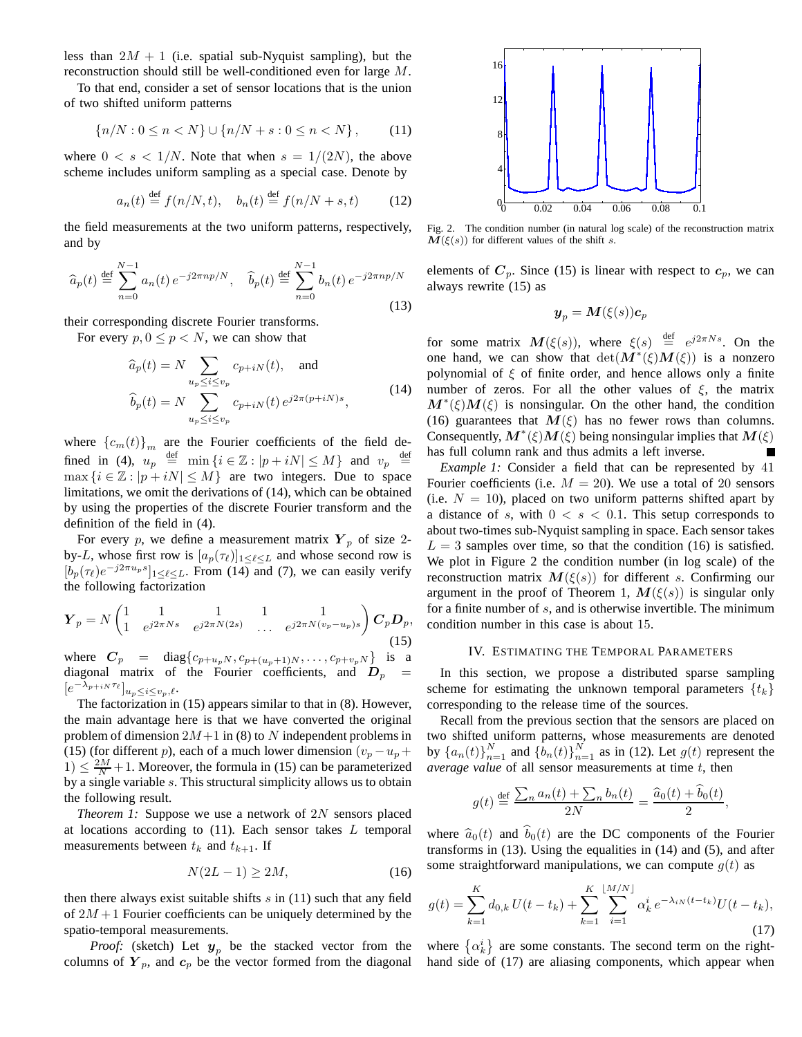less than $2M + 1$ (i.e. spatial sub-Nyquist sampling), but the reconstruction should still be well-conditioned even for large $M$.

To that end, consider a set of sensor locations that is the union of two shifted uniform patterns

$$\{n/N : 0 \le n < N\} \cup \{n/N + s : 0 \le n < N\}, \qquad (11)$$

where $0 < s < 1/N$. Note that when $s = 1/(2N)$, the above scheme includes uniform sampling as a special case. Denote by

$$a_n(t) \stackrel{\text{def}}{=} f(n/N, t), \quad b_n(t) \stackrel{\text{def}}{=} f(n/N + s, t) \qquad (12)$$

the field measurements at the two uniform patterns, respectively, and by

$$\widehat{a}_p(t) \stackrel{\text{def}}{=} \sum_{n=0}^{N-1} a_n(t)\, e^{-j2\pi np/N}, \quad \widehat{b}_p(t) \stackrel{\text{def}}{=} \sum_{n=0}^{N-1} b_n(t)\, e^{-j2\pi np/N} \qquad (13)$$

their corresponding discrete Fourier transforms.

For every $p, 0 \le p < N$, we can show that

$$\begin{aligned} \widehat{a}_p(t) &= N \sum_{u_p \le i \le v_p} c_{p+iN}(t), \quad \text{and} \\ \widehat{b}_p(t) &= N \sum_{u_p \le i \le v_p} c_{p+iN}(t)\, e^{j2\pi(p+iN)s}, \end{aligned} \qquad (14)$$

where $\{c_m(t)\}_m$ are the Fourier coefficients of the field defined in (4), $u_p \stackrel{\text{def}}{=} \min\{i \in \mathbb{Z} : |p + iN| \le M\}$ and $v_p \stackrel{\text{def}}{=} \max\{i \in \mathbb{Z} : |p + iN| \le M\}$ are two integers. Due to space limitations, we omit the derivations of (14), which can be obtained by using the properties of the discrete Fourier transform and the definition of the field in (4).

For every $p$, we define a measurement matrix $\boldsymbol{Y}_p$ of size 2-by-$L$, whose first row is $[a_p(\tau_\ell)]_{1 \le \ell \le L}$ and whose second row is $[b_p(\tau_\ell)e^{-j2\pi u_p s}]_{1 \le \ell \le L}$. From (14) and (7), we can easily verify the following factorization

$$\boldsymbol{Y}_p = N \begin{pmatrix} 1 & 1 & 1 & 1 & 1 \\ 1 & e^{j2\pi Ns} & e^{j2\pi N(2s)} & \ldots & e^{j2\pi N(v_p - u_p)s} \end{pmatrix} \boldsymbol{C}_p \boldsymbol{D}_p, \qquad (15)$$

where $\boldsymbol{C}_p = \text{diag}\{c_{p+u_pN}, c_{p+(u_p+1)N}, \ldots, c_{p+v_pN}\}$ is a diagonal matrix of the Fourier coefficients, and $\boldsymbol{D}_p = [e^{-\lambda_{p+iN}\tau_\ell}]_{u_p \le i \le v_p, \ell}$.

The factorization in (15) appears similar to that in (8). However, the main advantage here is that we have converted the original problem of dimension $2M+1$ in (8) to $N$ independent problems in (15) (for different $p$), each of a much lower dimension $(v_p - u_p + 1) \le \frac{2M}{N} + 1$. Moreover, the formula in (15) can be parameterized by a single variable $s$. This structural simplicity allows us to obtain the following result.

*Theorem 1:* Suppose we use a network of $2N$ sensors placed at locations according to (11). Each sensor takes $L$ temporal measurements between $t_k$ and $t_{k+1}$. If

$$N(2L - 1) \ge 2M, \qquad (16)$$

then there always exist suitable shifts $s$ in (11) such that any field of $2M+1$ Fourier coefficients can be uniquely determined by the spatio-temporal measurements.

*Proof:* (sketch) Let $\boldsymbol{y}_p$ be the stacked vector from the columns of $\boldsymbol{Y}_p$, and $\boldsymbol{c}_p$ be the vector formed from the diagonal elements of $\boldsymbol{C}_p$. Since (15) is linear with respect to $\boldsymbol{c}_p$, we can always rewrite (15) as

$$\boldsymbol{y}_p = \boldsymbol{M}(\xi(s))\boldsymbol{c}_p$$

for some matrix $\boldsymbol{M}(\xi(s))$, where $\xi(s) \stackrel{\text{def}}{=} e^{j2\pi Ns}$. On the one hand, we can show that $\det(\boldsymbol{M}^*(\xi)\boldsymbol{M}(\xi))$ is a nonzero polynomial of $\xi$ of finite order, and hence allows only a finite number of zeros. For all the other values of $\xi$, the matrix $\boldsymbol{M}^*(\xi)\boldsymbol{M}(\xi)$ is nonsingular. On the other hand, the condition (16) guarantees that $\boldsymbol{M}(\xi)$ has no fewer rows than columns. Consequently, $\boldsymbol{M}^*(\xi)\boldsymbol{M}(\xi)$ being nonsingular implies that $\boldsymbol{M}(\xi)$ has full column rank and thus admits a left inverse. ∎

Fig. 2. The condition number (in natural log scale) of the reconstruction matrix $\boldsymbol{M}(\xi(s))$ for different values of the shift $s$.

*Example 1:* Consider a field that can be represented by 41 Fourier coefficients (i.e. $M = 20$). We use a total of 20 sensors (i.e. $N = 10$), placed on two uniform patterns shifted apart by a distance of $s$, with $0 < s < 0.1$. This setup corresponds to about two-times sub-Nyquist sampling in space. Each sensor takes $L = 3$ samples over time, so that the condition (16) is satisfied. We plot in Figure 2 the condition number (in log scale) of the reconstruction matrix $\boldsymbol{M}(\xi(s))$ for different $s$. Confirming our argument in the proof of Theorem 1, $\boldsymbol{M}(\xi(s))$ is singular only for a finite number of $s$, and is otherwise invertible. The minimum condition number in this case is about 15.

## IV. Estimating the Temporal Parameters

In this section, we propose a distributed sparse sampling scheme for estimating the unknown temporal parameters $\{t_k\}$ corresponding to the release time of the sources.

Recall from the previous section that the sensors are placed on two shifted uniform patterns, whose measurements are denoted by $\{a_n(t)\}_{n=1}^{N}$ and $\{b_n(t)\}_{n=1}^{N}$ as in (12). Let $g(t)$ represent the *average value* of all sensor measurements at time $t$, then

$$g(t) \stackrel{\text{def}}{=} \frac{\sum_n a_n(t) + \sum_n b_n(t)}{2N} = \frac{\widehat{a}_0(t) + \widehat{b}_0(t)}{2},$$

where $\widehat{a}_0(t)$ and $\widehat{b}_0(t)$ are the DC components of the Fourier transforms in (13). Using the equalities in (14) and (5), and after some straightforward manipulations, we can compute $g(t)$ as

$$g(t) = \sum_{k=1}^{K} d_{0,k}\, U(t - t_k) + \sum_{k=1}^{K} \sum_{i=1}^{\lfloor M/N \rfloor} \alpha_k^i\, e^{-\lambda_{iN}(t - t_k)} U(t - t_k), \qquad (17)$$

where $\{\alpha_k^i\}$ are some constants. The second term on the right-hand side of (17) are aliasing components, which appear when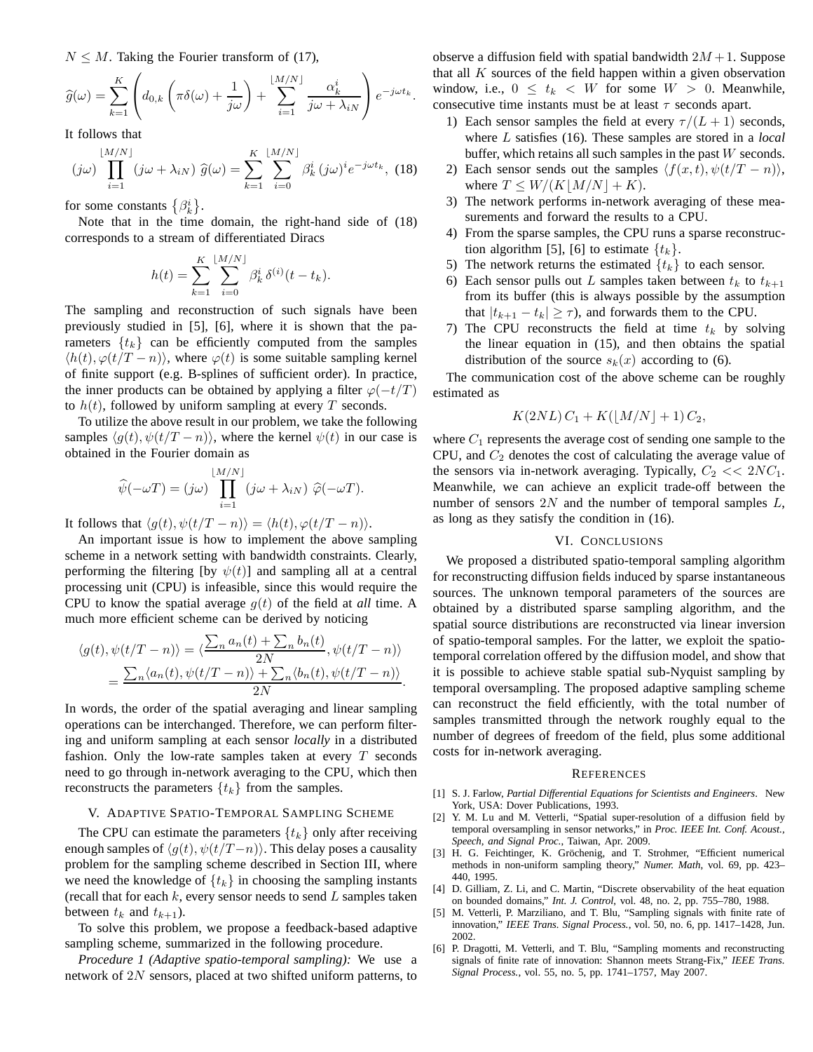$N \leq M$. Taking the Fourier transform of (17),

$$\widehat{g}(\omega) = \sum_{k=1}^{K} \left( d_{0,k} \left( \pi\delta(\omega) + \frac{1}{j\omega} \right) + \sum_{i=1}^{\lfloor M/N \rfloor} \frac{\alpha_k^i}{j\omega + \lambda_{iN}} \right) e^{-j\omega t_k}.$$

It follows that

$$(j\omega) \prod_{i=1}^{\lfloor M/N \rfloor} (j\omega + \lambda_{iN})\, \widehat{g}(\omega) = \sum_{k=1}^{K} \sum_{i=0}^{\lfloor M/N \rfloor} \beta_k^i\, (j\omega)^i e^{-j\omega t_k}, \quad (18)$$

for some constants $\{\beta_k^i\}$.

Note that in the time domain, the right-hand side of (18) corresponds to a stream of differentiated Diracs

$$h(t) = \sum_{k=1}^{K} \sum_{i=0}^{\lfloor M/N \rfloor} \beta_k^i\, \delta^{(i)}(t - t_k).$$

The sampling and reconstruction of such signals have been previously studied in [5], [6], where it is shown that the parameters $\{t_k\}$ can be efficiently computed from the samples $\langle h(t), \varphi(t/T - n) \rangle$, where $\varphi(t)$ is some suitable sampling kernel of finite support (e.g. B-splines of sufficient order). In practice, the inner products can be obtained by applying a filter $\varphi(-t/T)$ to $h(t)$, followed by uniform sampling at every $T$ seconds.

To utilize the above result in our problem, we take the following samples $\langle g(t), \psi(t/T - n) \rangle$, where the kernel $\psi(t)$ in our case is obtained in the Fourier domain as

$$\widehat{\psi}(-\omega T) = (j\omega) \prod_{i=1}^{\lfloor M/N \rfloor} (j\omega + \lambda_{iN})\, \widehat{\varphi}(-\omega T).$$

It follows that $\langle g(t), \psi(t/T - n) \rangle = \langle h(t), \varphi(t/T - n) \rangle$.

An important issue is how to implement the above sampling scheme in a network setting with bandwidth constraints. Clearly, performing the filtering [by $\psi(t)$] and sampling all at a central processing unit (CPU) is infeasible, since this would require the CPU to know the spatial average $g(t)$ of the field at *all* time. A much more efficient scheme can be derived by noticing

$$\begin{aligned} \langle g(t), \psi(t/T - n) \rangle &= \langle \frac{\sum_n a_n(t) + \sum_n b_n(t)}{2N}, \psi(t/T - n) \rangle \\ &= \frac{\sum_n \langle a_n(t), \psi(t/T - n) \rangle + \sum_n \langle b_n(t), \psi(t/T - n) \rangle}{2N}. \end{aligned}$$

In words, the order of the spatial averaging and linear sampling operations can be interchanged. Therefore, we can perform filtering and uniform sampling at each sensor *locally* in a distributed fashion. Only the low-rate samples taken at every $T$ seconds need to go through in-network averaging to the CPU, which then reconstructs the parameters $\{t_k\}$ from the samples.

## V. Adaptive Spatio-Temporal Sampling Scheme

The CPU can estimate the parameters $\{t_k\}$ only after receiving enough samples of $\langle g(t), \psi(t/T - n) \rangle$. This delay poses a causality problem for the sampling scheme described in Section III, where we need the knowledge of $\{t_k\}$ in choosing the sampling instants (recall that for each $k$, every sensor needs to send $L$ samples taken between $t_k$ and $t_{k+1}$).

To solve this problem, we propose a feedback-based adaptive sampling scheme, summarized in the following procedure.

*Procedure 1 (Adaptive spatio-temporal sampling):* We use a network of $2N$ sensors, placed at two shifted uniform patterns, to observe a diffusion field with spatial bandwidth $2M + 1$. Suppose that all $K$ sources of the field happen within a given observation window, i.e., $0 \leq t_k < W$ for some $W > 0$. Meanwhile, consecutive time instants must be at least $\tau$ seconds apart.

1) Each sensor samples the field at every $\tau/(L + 1)$ seconds, where $L$ satisfies (16). These samples are stored in a *local* buffer, which retains all such samples in the past $W$ seconds.
2) Each sensor sends out the samples $\langle f(x, t), \psi(t/T - n) \rangle$, where $T \leq W/(K\lfloor M/N \rfloor + K)$.
3) The network performs in-network averaging of these measurements and forward the results to a CPU.
4) From the sparse samples, the CPU runs a sparse reconstruction algorithm [5], [6] to estimate $\{t_k\}$.
5) The network returns the estimated $\{t_k\}$ to each sensor.
6) Each sensor pulls out $L$ samples taken between $t_k$ to $t_{k+1}$ from its buffer (this is always possible by the assumption that $|t_{k+1} - t_k| \geq \tau$), and forwards them to the CPU.
7) The CPU reconstructs the field at time $t_k$ by solving the linear equation in (15), and then obtains the spatial distribution of the source $s_k(x)$ according to (6).

The communication cost of the above scheme can be roughly estimated as

$$K(2NL)\, C_1 + K(\lfloor M/N \rfloor + 1)\, C_2,$$

where $C_1$ represents the average cost of sending one sample to the CPU, and $C_2$ denotes the cost of calculating the average value of the sensors via in-network averaging. Typically, $C_2 << 2NC_1$. Meanwhile, we can achieve an explicit trade-off between the number of sensors $2N$ and the number of temporal samples $L$, as long as they satisfy the condition in (16).

## VI. Conclusions

We proposed a distributed spatio-temporal sampling algorithm for reconstructing diffusion fields induced by sparse instantaneous sources. The unknown temporal parameters of the sources are obtained by a distributed sparse sampling algorithm, and the spatial source distributions are reconstructed via linear inversion of spatio-temporal samples. For the latter, we exploit the spatio-temporal correlation offered by the diffusion model, and show that it is possible to achieve stable spatial sub-Nyquist sampling by temporal oversampling. The proposed adaptive sampling scheme can reconstruct the field efficiently, with the total number of samples transmitted through the network roughly equal to the number of degrees of freedom of the field, plus some additional costs for in-network averaging.

## References

[1] S. J. Farlow, *Partial Differential Equations for Scientists and Engineers*. New York, USA: Dover Publications, 1993.

[2] Y. M. Lu and M. Vetterli, "Spatial super-resolution of a diffusion field by temporal oversampling in sensor networks," in *Proc. IEEE Int. Conf. Acoust., Speech, and Signal Proc.*, Taiwan, Apr. 2009.

[3] H. G. Feichtinger, K. Gröchenig, and T. Strohmer, "Efficient numerical methods in non-uniform sampling theory," *Numer. Math*, vol. 69, pp. 423–440, 1995.

[4] D. Gilliam, Z. Li, and C. Martin, "Discrete observability of the heat equation on bounded domains," *Int. J. Control*, vol. 48, no. 2, pp. 755–780, 1988.

[5] M. Vetterli, P. Marziliano, and T. Blu, "Sampling signals with finite rate of innovation," *IEEE Trans. Signal Process.*, vol. 50, no. 6, pp. 1417–1428, Jun. 2002.

[6] P. Dragotti, M. Vetterli, and T. Blu, "Sampling moments and reconstructing signals of finite rate of innovation: Shannon meets Strang-Fix," *IEEE Trans. Signal Process.*, vol. 55, no. 5, pp. 1741–1757, May 2007.